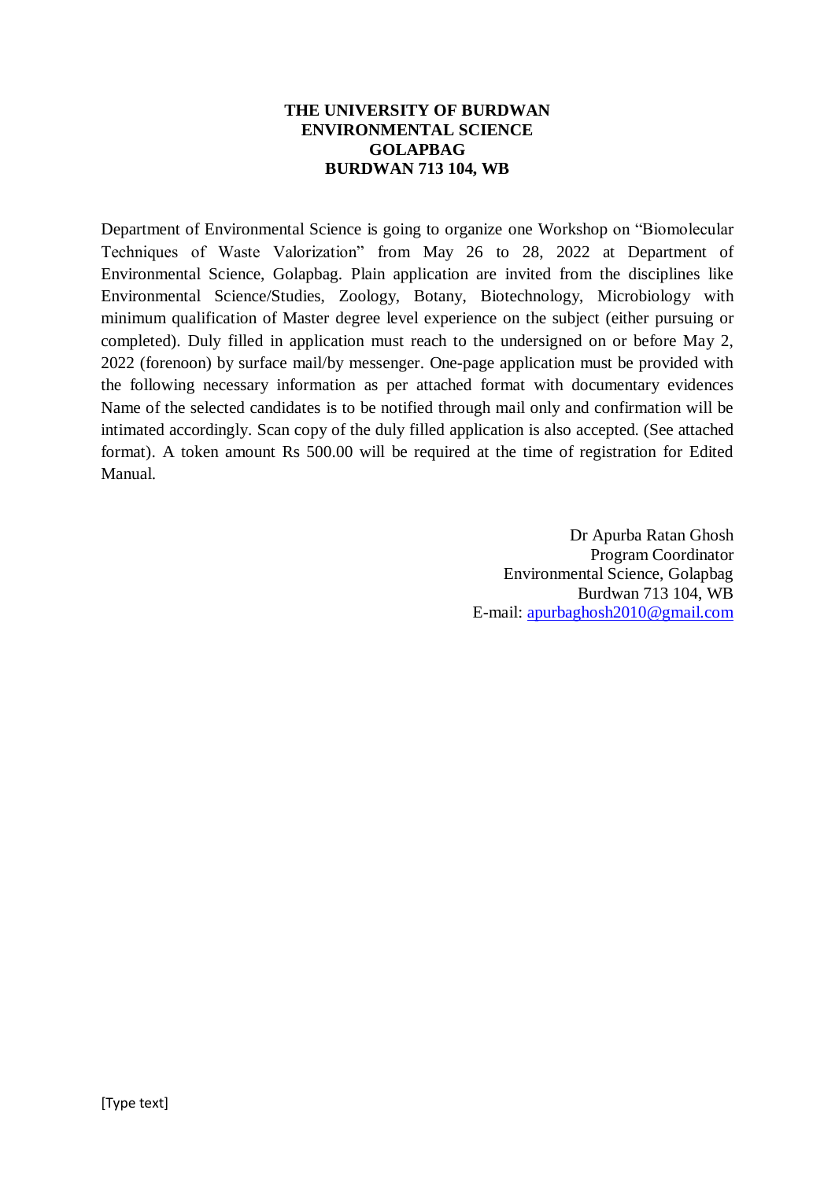**THE UNIVERSITY OF BURDWAN**
**ENVIRONMENTAL SCIENCE**
**GOLAPBAG**
**BURDWAN 713 104, WB**

Department of Environmental Science is going to organize one Workshop on "Biomolecular Techniques of Waste Valorization" from May 26 to 28, 2022 at Department of Environmental Science, Golapbag. Plain application are invited from the disciplines like Environmental Science/Studies, Zoology, Botany, Biotechnology, Microbiology with minimum qualification of Master degree level experience on the subject (either pursuing or completed). Duly filled in application must reach to the undersigned on or before May 2, 2022 (forenoon) by surface mail/by messenger. One-page application must be provided with the following necessary information as per attached format with documentary evidences Name of the selected candidates is to be notified through mail only and confirmation will be intimated accordingly. Scan copy of the duly filled application is also accepted. (See attached format). A token amount Rs 500.00 will be required at the time of registration for Edited Manual.

Dr Apurba Ratan Ghosh
Program Coordinator
Environmental Science, Golapbag
Burdwan 713 104, WB
E-mail: apurbaghosh2010@gmail.com

[Type text]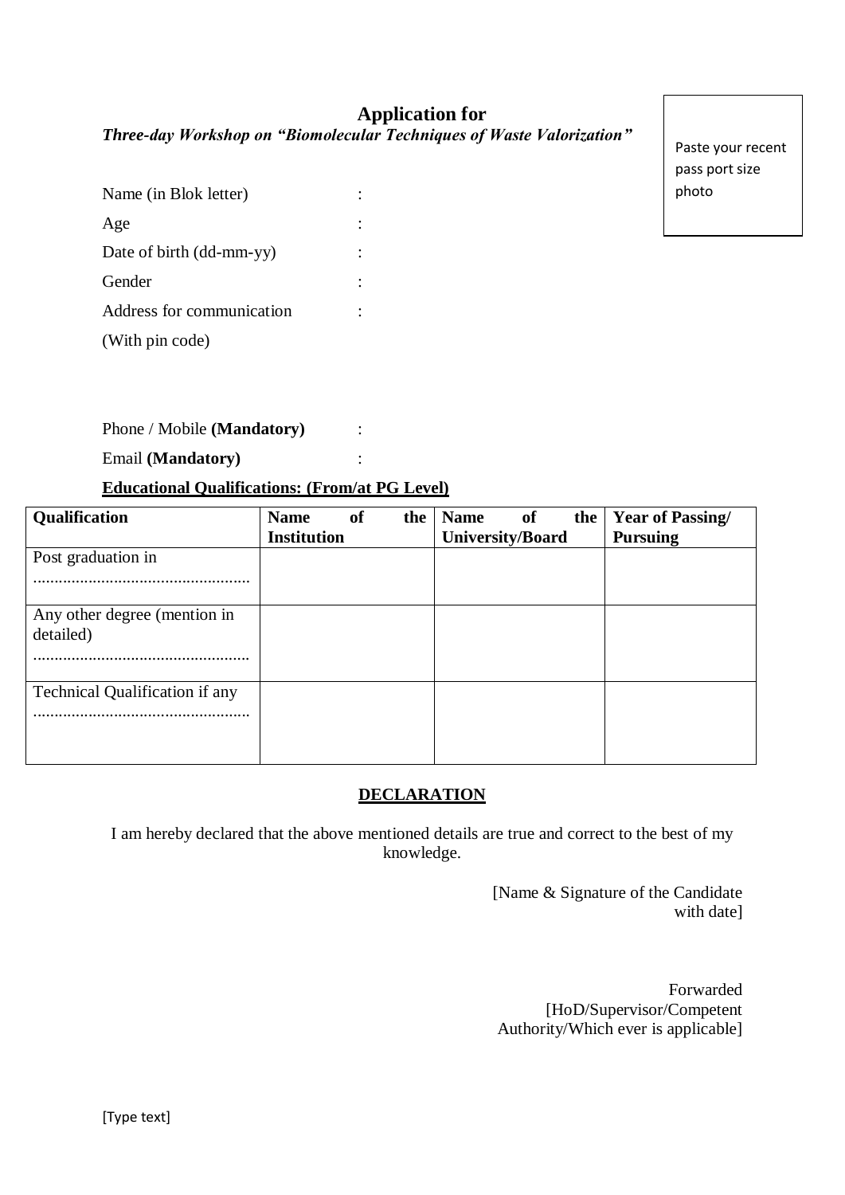## Application for

***Three-day Workshop on "Biomolecular Techniques of Waste Valorization"***

Paste your recent pass port size photo

Name (in Blok letter) :

Age :

Date of birth (dd-mm-yy) :

Gender :

Address for communication :

(With pin code)

Phone / Mobile **(Mandatory)** :

Email **(Mandatory)** :

**<u>Educational Qualifications: (From/at PG Level)</u>**

| **Qualification** | **Name of the Institution** | **Name of the University/Board** | **Year of Passing/ Pursuing** |
|---|---|---|---|
| Post graduation in .................................................. | | | |
| Any other degree (mention in detailed) .................................................. | | | |
| Technical Qualification if any .................................................. | | | |

**<u>DECLARATION</u>**

I am hereby declared that the above mentioned details are true and correct to the best of my knowledge.

[Name & Signature of the Candidate with date]

Forwarded
[HoD/Supervisor/Competent Authority/Which ever is applicable]

[Type text]